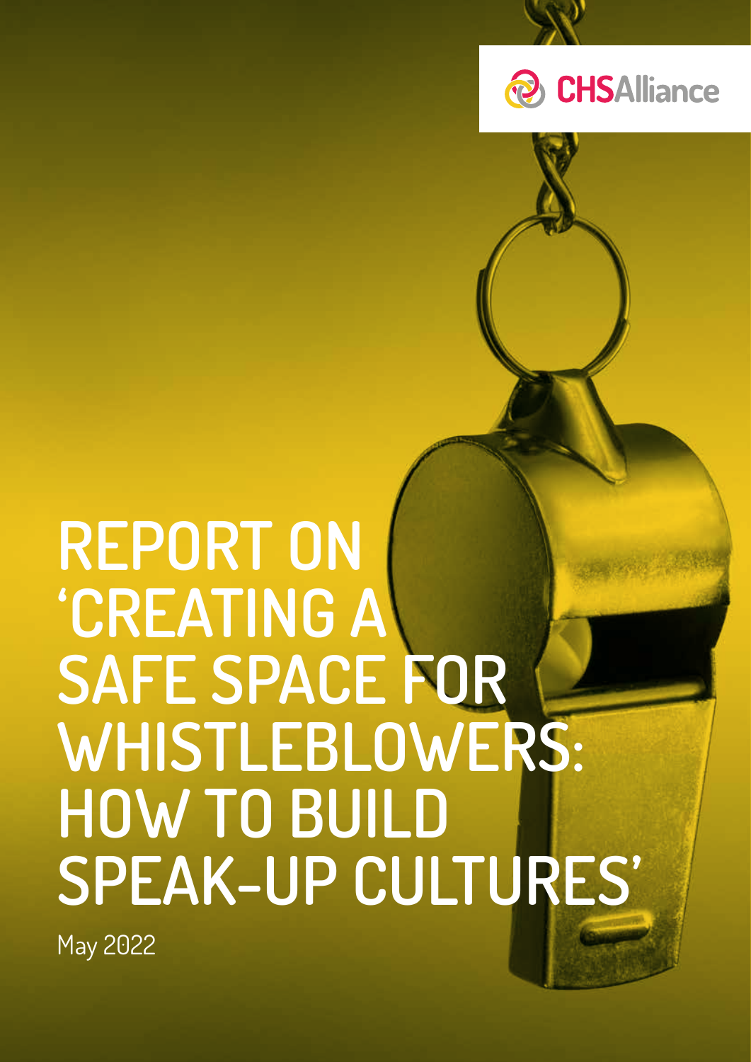CHSAlliance

# REPORT ON 'CREATING A SAFE SPACE FOR WHISTLEBLOWERS: HOW TO BUILD SPEAK-UP CULTURES'

May 2022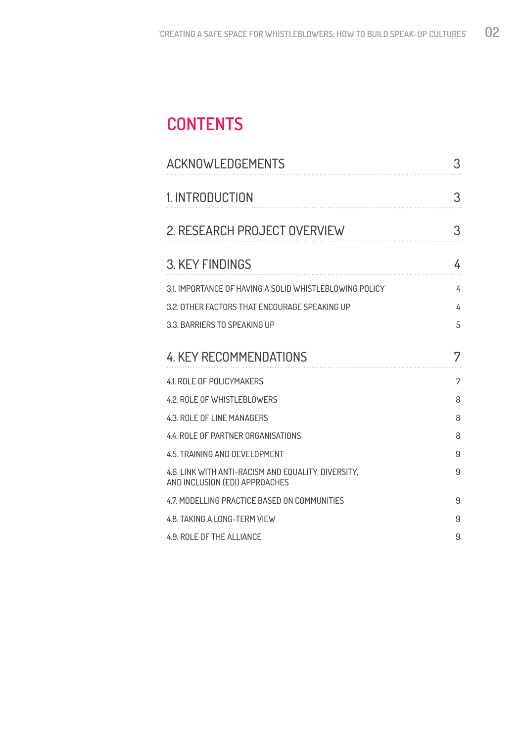# CONTENTS

| | |
|---|---|
| ACKNOWLEDGEMENTS | 3 |
| 1. INTRODUCTION | 3 |
| 2. RESEARCH PROJECT OVERVIEW | 3 |
| 3. KEY FINDINGS | 4 |
| 3.1. IMPORTANCE OF HAVING A SOLID WHISTLEBLOWING POLICY | 4 |
| 3.2. OTHER FACTORS THAT ENCOURAGE SPEAKING UP | 4 |
| 3.3. BARRIERS TO SPEAKING UP | 5 |
| 4. KEY RECOMMENDATIONS | 7 |
| 4.1. ROLE OF POLICYMAKERS | 7 |
| 4.2. ROLE OF WHISTLEBLOWERS | 8 |
| 4.3. ROLE OF LINE MANAGERS | 8 |
| 4.4. ROLE OF PARTNER ORGANISATIONS | 8 |
| 4.5. TRAINING AND DEVELOPMENT | 9 |
| 4.6. LINK WITH ANTI-RACISM AND EQUALITY, DIVERSITY, AND INCLUSION (EDI) APPROACHES | 9 |
| 4.7. MODELLING PRACTICE BASED ON COMMUNITIES | 9 |
| 4.8. TAKING A LONG-TERM VIEW | 9 |
| 4.9. ROLE OF THE ALLIANCE | 9 |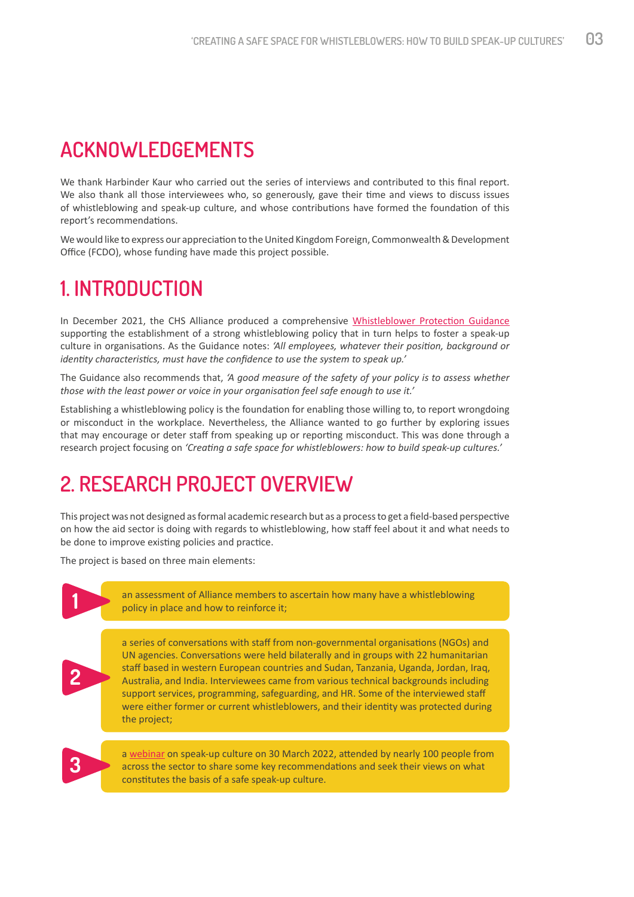## ACKNOWLEDGEMENTS

We thank Harbinder Kaur who carried out the series of interviews and contributed to this final report. We also thank all those interviewees who, so generously, gave their time and views to discuss issues of whistleblowing and speak-up culture, and whose contributions have formed the foundation of this report's recommendations.

We would like to express our appreciation to the United Kingdom Foreign, Commonwealth & Development Office (FCDO), whose funding have made this project possible.

## 1. INTRODUCTION

In December 2021, the CHS Alliance produced a comprehensive Whistleblower Protection Guidance supporting the establishment of a strong whistleblowing policy that in turn helps to foster a speak-up culture in organisations. As the Guidance notes: *'All employees, whatever their position, background or identity characteristics, must have the confidence to use the system to speak up.'*

The Guidance also recommends that, *'A good measure of the safety of your policy is to assess whether those with the least power or voice in your organisation feel safe enough to use it.'*

Establishing a whistleblowing policy is the foundation for enabling those willing to, to report wrongdoing or misconduct in the workplace. Nevertheless, the Alliance wanted to go further by exploring issues that may encourage or deter staff from speaking up or reporting misconduct. This was done through a research project focusing on *'Creating a safe space for whistleblowers: how to build speak-up cultures.'*

## 2. RESEARCH PROJECT OVERVIEW

This project was not designed as formal academic research but as a process to get a field-based perspective on how the aid sector is doing with regards to whistleblowing, how staff feel about it and what needs to be done to improve existing policies and practice.

The project is based on three main elements:

1. an assessment of Alliance members to ascertain how many have a whistleblowing policy in place and how to reinforce it;
2. a series of conversations with staff from non-governmental organisations (NGOs) and UN agencies. Conversations were held bilaterally and in groups with 22 humanitarian staff based in western European countries and Sudan, Tanzania, Uganda, Jordan, Iraq, Australia, and India. Interviewees came from various technical backgrounds including support services, programming, safeguarding, and HR. Some of the interviewed staff were either former or current whistleblowers, and their identity was protected during the project;
3. a webinar on speak-up culture on 30 March 2022, attended by nearly 100 people from across the sector to share some key recommendations and seek their views on what constitutes the basis of a safe speak-up culture.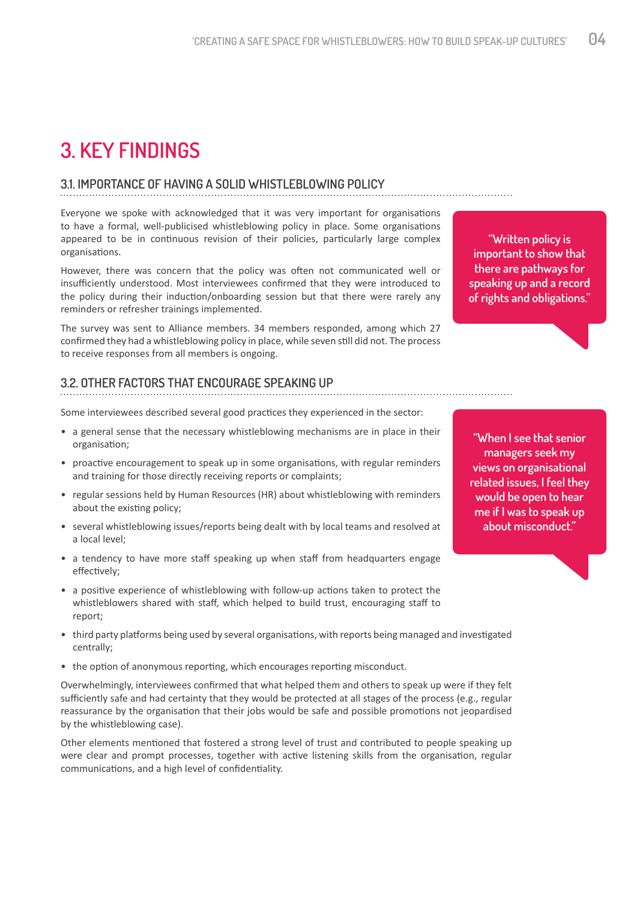# 3. KEY FINDINGS

## 3.1. IMPORTANCE OF HAVING A SOLID WHISTLEBLOWING POLICY

Everyone we spoke with acknowledged that it was very important for organisations to have a formal, well-publicised whistleblowing policy in place. Some organisations appeared to be in continuous revision of their policies, particularly large complex organisations.

However, there was concern that the policy was often not communicated well or insufficiently understood. Most interviewees confirmed that they were introduced to the policy during their induction/onboarding session but that there were rarely any reminders or refresher trainings implemented.

The survey was sent to Alliance members. 34 members responded, among which 27 confirmed they had a whistleblowing policy in place, while seven still did not. The process to receive responses from all members is ongoing.

> "Written policy is important to show that there are pathways for speaking up and a record of rights and obligations."

## 3.2. OTHER FACTORS THAT ENCOURAGE SPEAKING UP

Some interviewees described several good practices they experienced in the sector:

- a general sense that the necessary whistleblowing mechanisms are in place in their organisation;
- proactive encouragement to speak up in some organisations, with regular reminders and training for those directly receiving reports or complaints;
- regular sessions held by Human Resources (HR) about whistleblowing with reminders about the existing policy;
- several whistleblowing issues/reports being dealt with by local teams and resolved at a local level;
- a tendency to have more staff speaking up when staff from headquarters engage effectively;
- a positive experience of whistleblowing with follow-up actions taken to protect the whistleblowers shared with staff, which helped to build trust, encouraging staff to report;
- third party platforms being used by several organisations, with reports being managed and investigated centrally;
- the option of anonymous reporting, which encourages reporting misconduct.

> "When I see that senior managers seek my views on organisational related issues, I feel they would be open to hear me if I was to speak up about misconduct."

Overwhelmingly, interviewees confirmed that what helped them and others to speak up were if they felt sufficiently safe and had certainty that they would be protected at all stages of the process (e.g., regular reassurance by the organisation that their jobs would be safe and possible promotions not jeopardised by the whistleblowing case).

Other elements mentioned that fostered a strong level of trust and contributed to people speaking up were clear and prompt processes, together with active listening skills from the organisation, regular communications, and a high level of confidentiality.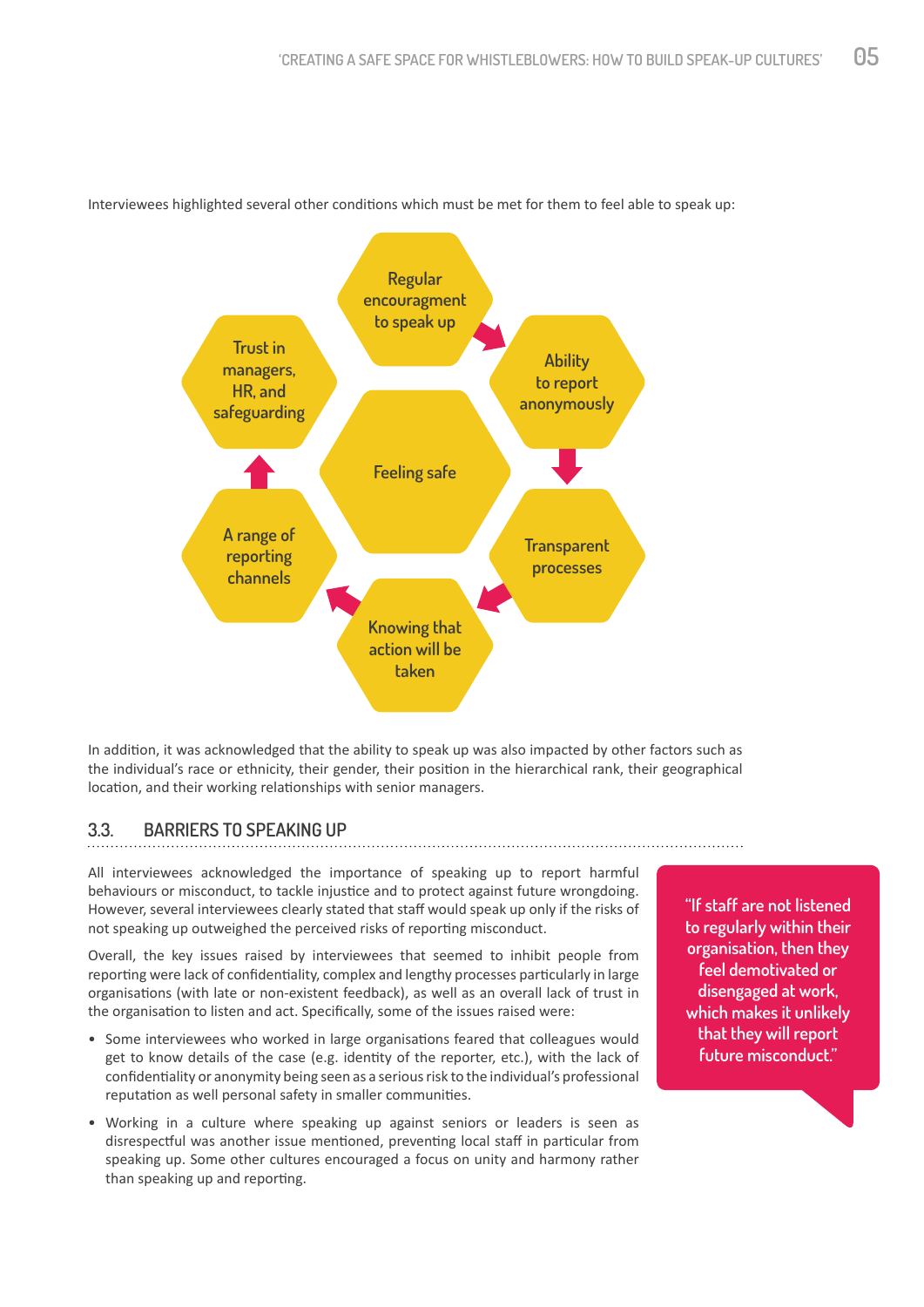Interviewees highlighted several other conditions which must be met for them to feel able to speak up:

Feeling safe

- Regular encouragment to speak up
- Ability to report anonymously
- Transparent processes
- Knowing that action will be taken
- A range of reporting channels
- Trust in managers, HR, and safeguarding

In addition, it was acknowledged that the ability to speak up was also impacted by other factors such as the individual's race or ethnicity, their gender, their position in the hierarchical rank, their geographical location, and their working relationships with senior managers.

## 3.3. BARRIERS TO SPEAKING UP

All interviewees acknowledged the importance of speaking up to report harmful behaviours or misconduct, to tackle injustice and to protect against future wrongdoing. However, several interviewees clearly stated that staff would speak up only if the risks of not speaking up outweighed the perceived risks of reporting misconduct.

Overall, the key issues raised by interviewees that seemed to inhibit people from reporting were lack of confidentiality, complex and lengthy processes particularly in large organisations (with late or non-existent feedback), as well as an overall lack of trust in the organisation to listen and act. Specifically, some of the issues raised were:

- Some interviewees who worked in large organisations feared that colleagues would get to know details of the case (e.g. identity of the reporter, etc.), with the lack of confidentiality or anonymity being seen as a serious risk to the individual's professional reputation as well personal safety in smaller communities.
- Working in a culture where speaking up against seniors or leaders is seen as disrespectful was another issue mentioned, preventing local staff in particular from speaking up. Some other cultures encouraged a focus on unity and harmony rather than speaking up and reporting.

> "If staff are not listened to regularly within their organisation, then they feel demotivated or disengaged at work, which makes it unlikely that they will report future misconduct."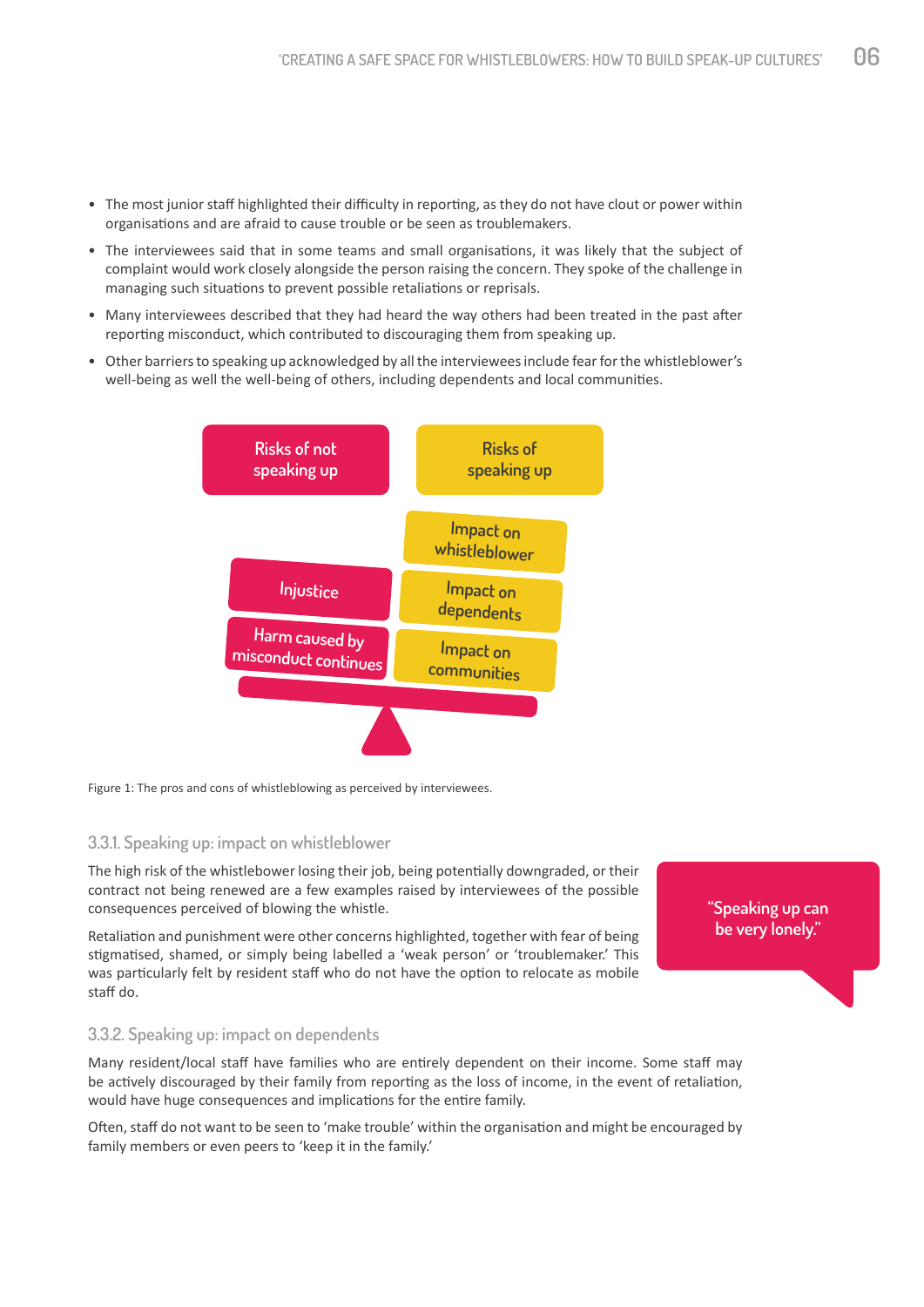- The most junior staff highlighted their difficulty in reporting, as they do not have clout or power within organisations and are afraid to cause trouble or be seen as troublemakers.
- The interviewees said that in some teams and small organisations, it was likely that the subject of complaint would work closely alongside the person raising the concern. They spoke of the challenge in managing such situations to prevent possible retaliations or reprisals.
- Many interviewees described that they had heard the way others had been treated in the past after reporting misconduct, which contributed to discouraging them from speaking up.
- Other barriers to speaking up acknowledged by all the interviewees include fear for the whistleblower's well-being as well the well-being of others, including dependents and local communities.

Risks of not speaking up

Risks of speaking up

Impact on whistleblower

Injustice

Impact on dependents

Harm caused by misconduct continues

Impact on communities

Figure 1: The pros and cons of whistleblowing as perceived by interviewees.

### 3.3.1. Speaking up: impact on whistleblower

The high risk of the whistlebower losing their job, being potentially downgraded, or their contract not being renewed are a few examples raised by interviewees of the possible consequences perceived of blowing the whistle.

Retaliation and punishment were other concerns highlighted, together with fear of being stigmatised, shamed, or simply being labelled a 'weak person' or 'troublemaker.' This was particularly felt by resident staff who do not have the option to relocate as mobile staff do.

"Speaking up can be very lonely."

### 3.3.2. Speaking up: impact on dependents

Many resident/local staff have families who are entirely dependent on their income. Some staff may be actively discouraged by their family from reporting as the loss of income, in the event of retaliation, would have huge consequences and implications for the entire family.

Often, staff do not want to be seen to 'make trouble' within the organisation and might be encouraged by family members or even peers to 'keep it in the family.'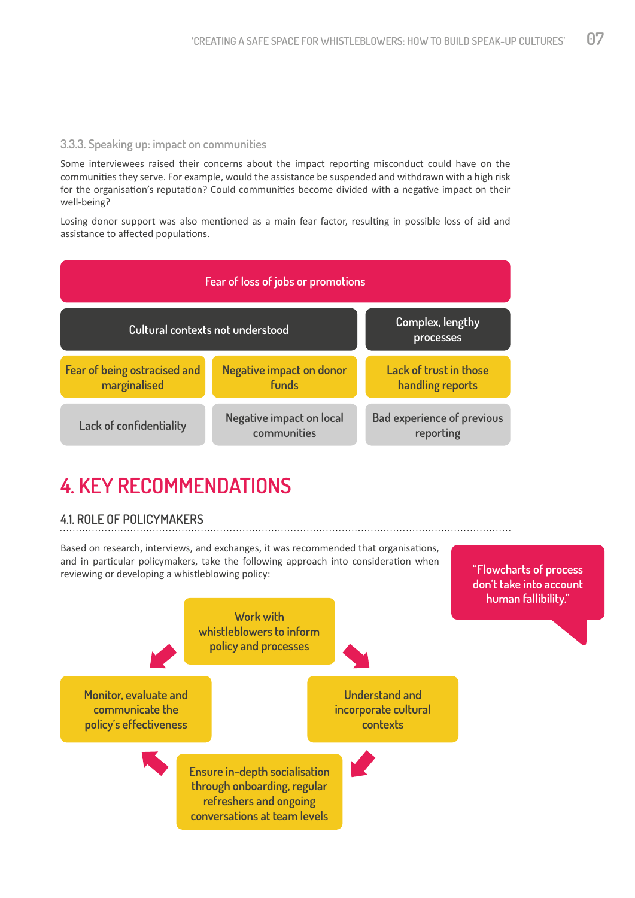### 3.3.3. Speaking up: impact on communities

Some interviewees raised their concerns about the impact reporting misconduct could have on the communities they serve. For example, would the assistance be suspended and withdrawn with a high risk for the organisation's reputation? Could communities become divided with a negative impact on their well-being?

Losing donor support was also mentioned as a main fear factor, resulting in possible loss of aid and assistance to affected populations.

- Fear of loss of jobs or promotions
- Cultural contexts not understood
- Complex, lengthy processes
- Fear of being ostracised and marginalised
- Negative impact on donor funds
- Lack of trust in those handling reports
- Lack of confidentiality
- Negative impact on local communities
- Bad experience of previous reporting

# 4. KEY RECOMMENDATIONS

## 4.1. ROLE OF POLICYMAKERS

Based on research, interviews, and exchanges, it was recommended that organisations, and in particular policymakers, take the following approach into consideration when reviewing or developing a whistleblowing policy:

> "Flowcharts of process don't take into account human fallibility."

- Work with whistleblowers to inform policy and processes
- Understand and incorporate cultural contexts
- Ensure in-depth socialisation through onboarding, regular refreshers and ongoing conversations at team levels
- Monitor, evaluate and communicate the policy's effectiveness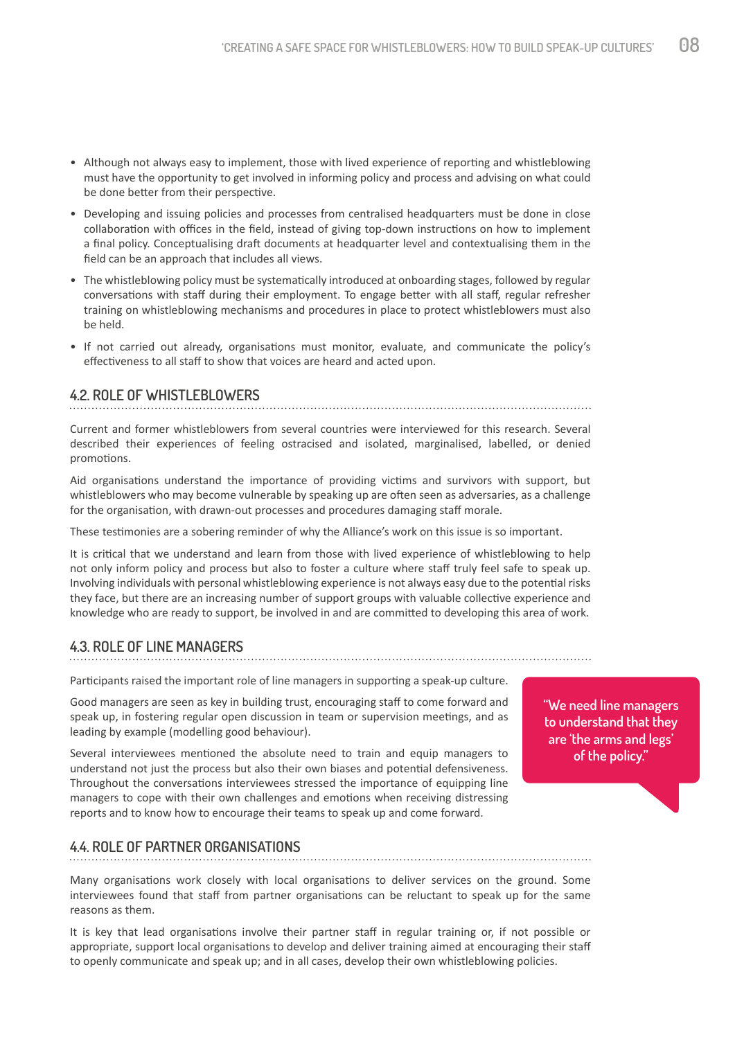- Although not always easy to implement, those with lived experience of reporting and whistleblowing must have the opportunity to get involved in informing policy and process and advising on what could be done better from their perspective.
- Developing and issuing policies and processes from centralised headquarters must be done in close collaboration with offices in the field, instead of giving top-down instructions on how to implement a final policy. Conceptualising draft documents at headquarter level and contextualising them in the field can be an approach that includes all views.
- The whistleblowing policy must be systematically introduced at onboarding stages, followed by regular conversations with staff during their employment. To engage better with all staff, regular refresher training on whistleblowing mechanisms and procedures in place to protect whistleblowers must also be held.
- If not carried out already, organisations must monitor, evaluate, and communicate the policy's effectiveness to all staff to show that voices are heard and acted upon.

## 4.2. ROLE OF WHISTLEBLOWERS

Current and former whistleblowers from several countries were interviewed for this research. Several described their experiences of feeling ostracised and isolated, marginalised, labelled, or denied promotions.

Aid organisations understand the importance of providing victims and survivors with support, but whistleblowers who may become vulnerable by speaking up are often seen as adversaries, as a challenge for the organisation, with drawn-out processes and procedures damaging staff morale.

These testimonies are a sobering reminder of why the Alliance's work on this issue is so important.

It is critical that we understand and learn from those with lived experience of whistleblowing to help not only inform policy and process but also to foster a culture where staff truly feel safe to speak up. Involving individuals with personal whistleblowing experience is not always easy due to the potential risks they face, but there are an increasing number of support groups with valuable collective experience and knowledge who are ready to support, be involved in and are committed to developing this area of work.

## 4.3. ROLE OF LINE MANAGERS

Participants raised the important role of line managers in supporting a speak-up culture.

Good managers are seen as key in building trust, encouraging staff to come forward and speak up, in fostering regular open discussion in team or supervision meetings, and as leading by example (modelling good behaviour).

Several interviewees mentioned the absolute need to train and equip managers to understand not just the process but also their own biases and potential defensiveness. Throughout the conversations interviewees stressed the importance of equipping line managers to cope with their own challenges and emotions when receiving distressing reports and to know how to encourage their teams to speak up and come forward.

> "We need line managers to understand that they are 'the arms and legs' of the policy."

## 4.4. ROLE OF PARTNER ORGANISATIONS

Many organisations work closely with local organisations to deliver services on the ground. Some interviewees found that staff from partner organisations can be reluctant to speak up for the same reasons as them.

It is key that lead organisations involve their partner staff in regular training or, if not possible or appropriate, support local organisations to develop and deliver training aimed at encouraging their staff to openly communicate and speak up; and in all cases, develop their own whistleblowing policies.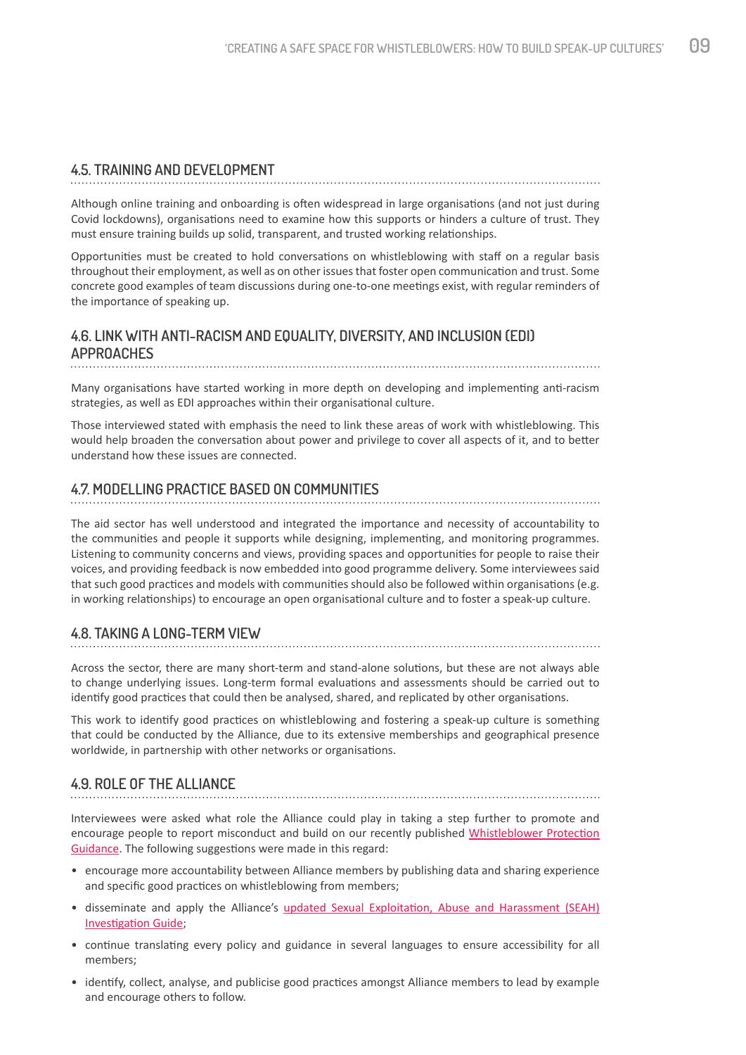### 4.5. TRAINING AND DEVELOPMENT

Although online training and onboarding is often widespread in large organisations (and not just during Covid lockdowns), organisations need to examine how this supports or hinders a culture of trust. They must ensure training builds up solid, transparent, and trusted working relationships.

Opportunities must be created to hold conversations on whistleblowing with staff on a regular basis throughout their employment, as well as on other issues that foster open communication and trust. Some concrete good examples of team discussions during one-to-one meetings exist, with regular reminders of the importance of speaking up.

### 4.6. LINK WITH ANTI-RACISM AND EQUALITY, DIVERSITY, AND INCLUSION (EDI) APPROACHES

Many organisations have started working in more depth on developing and implementing anti-racism strategies, as well as EDI approaches within their organisational culture.

Those interviewed stated with emphasis the need to link these areas of work with whistleblowing. This would help broaden the conversation about power and privilege to cover all aspects of it, and to better understand how these issues are connected.

### 4.7. MODELLING PRACTICE BASED ON COMMUNITIES

The aid sector has well understood and integrated the importance and necessity of accountability to the communities and people it supports while designing, implementing, and monitoring programmes. Listening to community concerns and views, providing spaces and opportunities for people to raise their voices, and providing feedback is now embedded into good programme delivery. Some interviewees said that such good practices and models with communities should also be followed within organisations (e.g. in working relationships) to encourage an open organisational culture and to foster a speak-up culture.

### 4.8. TAKING A LONG-TERM VIEW

Across the sector, there are many short-term and stand-alone solutions, but these are not always able to change underlying issues. Long-term formal evaluations and assessments should be carried out to identify good practices that could then be analysed, shared, and replicated by other organisations.

This work to identify good practices on whistleblowing and fostering a speak-up culture is something that could be conducted by the Alliance, due to its extensive memberships and geographical presence worldwide, in partnership with other networks or organisations.

### 4.9. ROLE OF THE ALLIANCE

Interviewees were asked what role the Alliance could play in taking a step further to promote and encourage people to report misconduct and build on our recently published Whistleblower Protection Guidance. The following suggestions were made in this regard:

- encourage more accountability between Alliance members by publishing data and sharing experience and specific good practices on whistleblowing from members;
- disseminate and apply the Alliance's updated Sexual Exploitation, Abuse and Harassment (SEAH) Investigation Guide;
- continue translating every policy and guidance in several languages to ensure accessibility for all members;
- identify, collect, analyse, and publicise good practices amongst Alliance members to lead by example and encourage others to follow.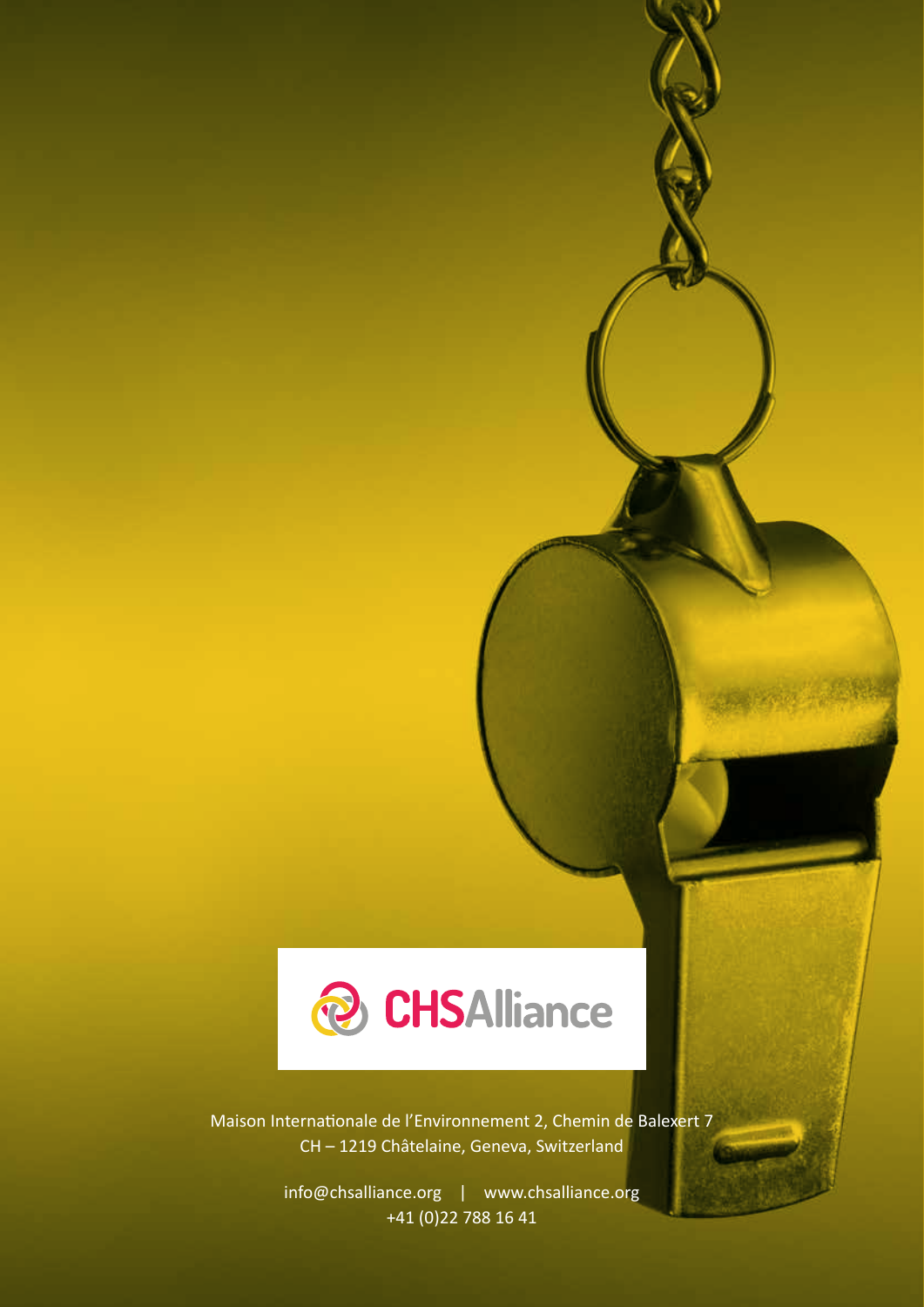CHSAlliance

Maison Internationale de l'Environnement 2, Chemin de Balexert 7
CH – 1219 Châtelaine, Geneva, Switzerland

info@chsalliance.org | www.chsalliance.org
+41 (0)22 788 16 41